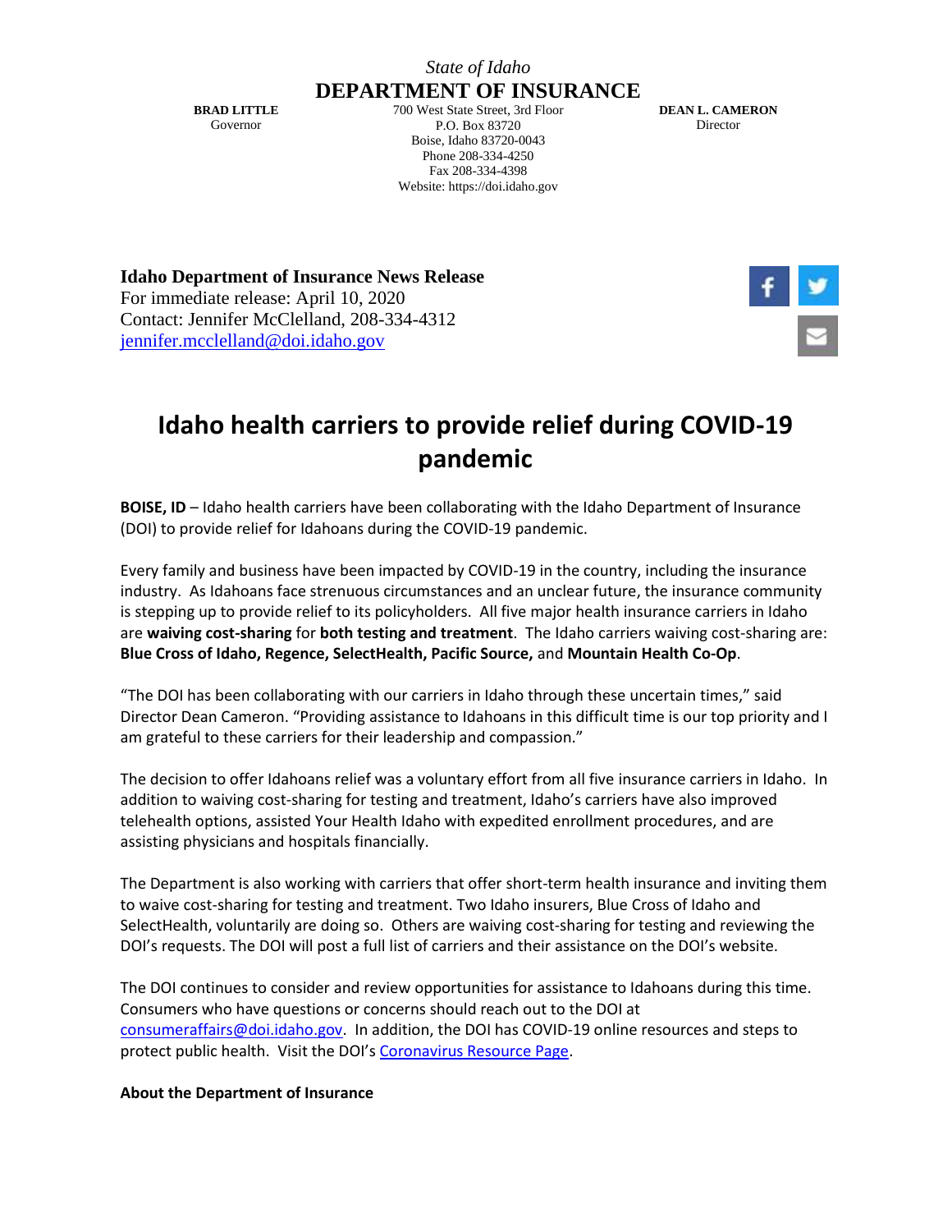*State of Idaho*

**DEPARTMENT OF INSURANCE**

**BRAD LITTLE**
Governor

700 West State Street, 3rd Floor
P.O. Box 83720
Boise, Idaho 83720-0043
Phone 208-334-4250
Fax 208-334-4398
Website: https://doi.idaho.gov

**DEAN L. CAMERON**
Director

**Idaho Department of Insurance News Release**
For immediate release: April 10, 2020
Contact: Jennifer McClelland, 208-334-4312
jennifer.mcclelland@doi.idaho.gov

# Idaho health carriers to provide relief during COVID-19 pandemic

**BOISE, ID** – Idaho health carriers have been collaborating with the Idaho Department of Insurance (DOI) to provide relief for Idahoans during the COVID-19 pandemic.

Every family and business have been impacted by COVID-19 in the country, including the insurance industry. As Idahoans face strenuous circumstances and an unclear future, the insurance community is stepping up to provide relief to its policyholders. All five major health insurance carriers in Idaho are **waiving cost-sharing** for **both testing and treatment**. The Idaho carriers waiving cost-sharing are: **Blue Cross of Idaho, Regence, SelectHealth, Pacific Source,** and **Mountain Health Co-Op**.

"The DOI has been collaborating with our carriers in Idaho through these uncertain times," said Director Dean Cameron. "Providing assistance to Idahoans in this difficult time is our top priority and I am grateful to these carriers for their leadership and compassion."

The decision to offer Idahoans relief was a voluntary effort from all five insurance carriers in Idaho. In addition to waiving cost-sharing for testing and treatment, Idaho's carriers have also improved telehealth options, assisted Your Health Idaho with expedited enrollment procedures, and are assisting physicians and hospitals financially.

The Department is also working with carriers that offer short-term health insurance and inviting them to waive cost-sharing for testing and treatment. Two Idaho insurers, Blue Cross of Idaho and SelectHealth, voluntarily are doing so. Others are waiving cost-sharing for testing and reviewing the DOI's requests. The DOI will post a full list of carriers and their assistance on the DOI's website.

The DOI continues to consider and review opportunities for assistance to Idahoans during this time. Consumers who have questions or concerns should reach out to the DOI at consumeraffairs@doi.idaho.gov. In addition, the DOI has COVID-19 online resources and steps to protect public health. Visit the DOI's Coronavirus Resource Page.

**About the Department of Insurance**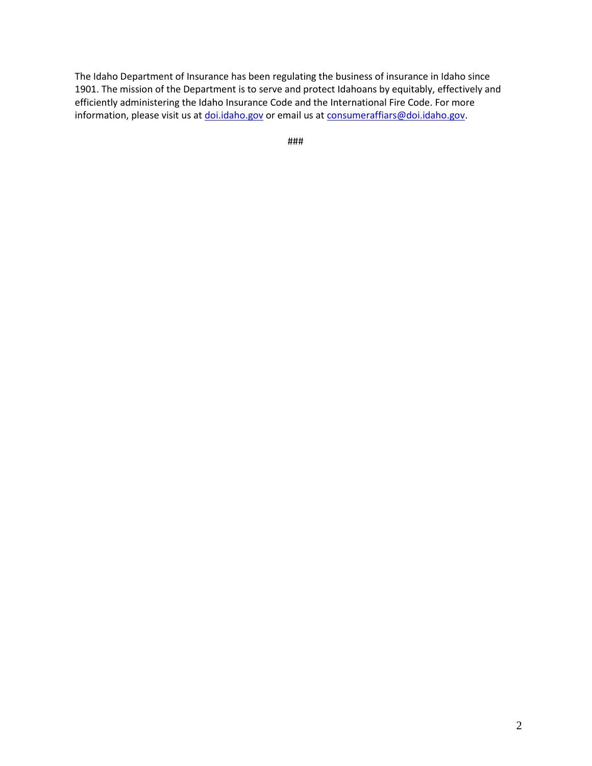The Idaho Department of Insurance has been regulating the business of insurance in Idaho since 1901. The mission of the Department is to serve and protect Idahoans by equitably, effectively and efficiently administering the Idaho Insurance Code and the International Fire Code. For more information, please visit us at [doi.idaho.gov](http://doi.idaho.gov) or email us at [consumeraffiars@doi.idaho.gov](mailto:consumeraffiars@doi.idaho.gov).

###